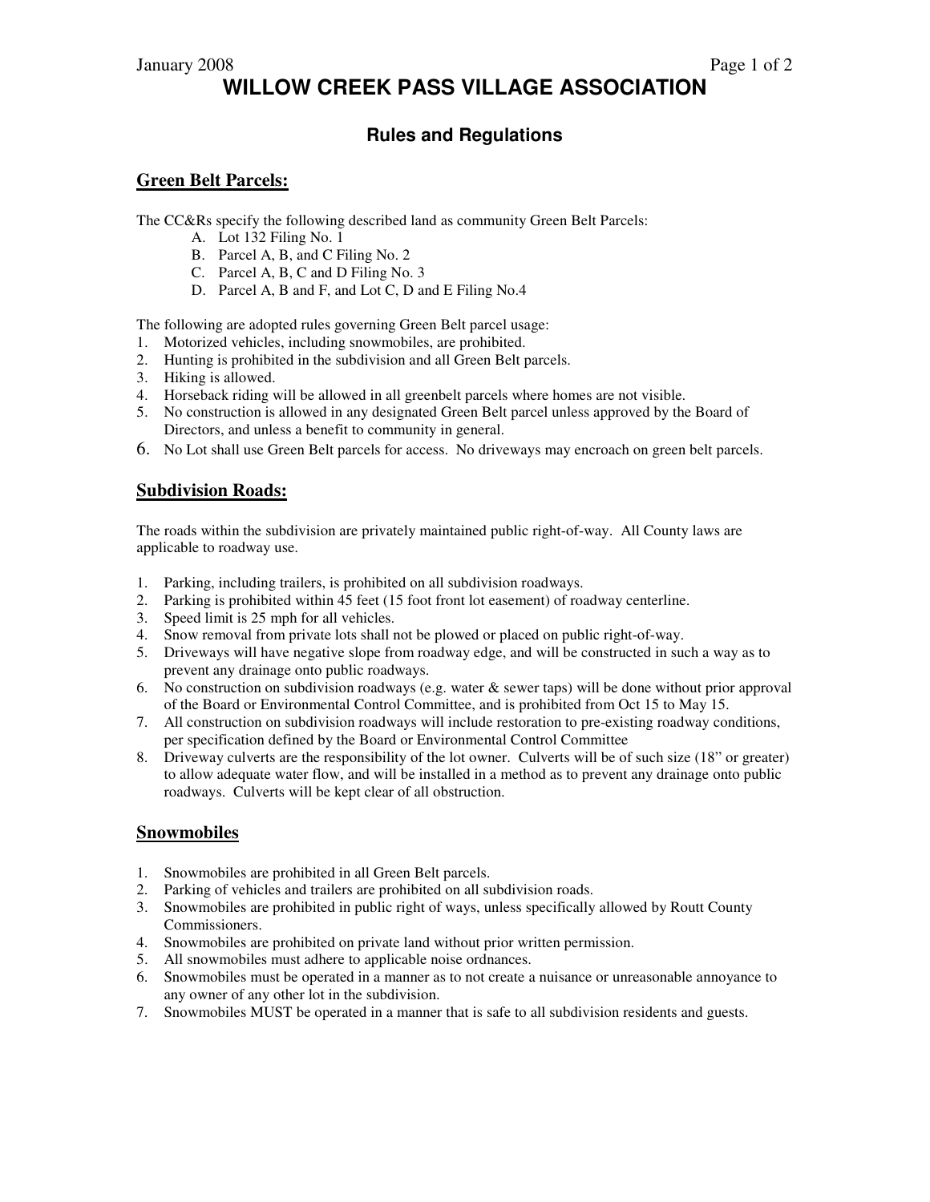# WILLOW CREEK PASS VILLAGE ASSOCIATION

## Rules and Regulations

### Green Belt Parcels:

The CC&Rs specify the following described land as community Green Belt Parcels:

A. Lot 132 Filing No. 1
B. Parcel A, B, and C Filing No. 2
C. Parcel A, B, C and D Filing No. 3
D. Parcel A, B and F, and Lot C, D and E Filing No.4

The following are adopted rules governing Green Belt parcel usage:

1. Motorized vehicles, including snowmobiles, are prohibited.
2. Hunting is prohibited in the subdivision and all Green Belt parcels.
3. Hiking is allowed.
4. Horseback riding will be allowed in all greenbelt parcels where homes are not visible.
5. No construction is allowed in any designated Green Belt parcel unless approved by the Board of Directors, and unless a benefit to community in general.
6. No Lot shall use Green Belt parcels for access. No driveways may encroach on green belt parcels.

### Subdivision Roads:

The roads within the subdivision are privately maintained public right-of-way. All County laws are applicable to roadway use.

1. Parking, including trailers, is prohibited on all subdivision roadways.
2. Parking is prohibited within 45 feet (15 foot front lot easement) of roadway centerline.
3. Speed limit is 25 mph for all vehicles.
4. Snow removal from private lots shall not be plowed or placed on public right-of-way.
5. Driveways will have negative slope from roadway edge, and will be constructed in such a way as to prevent any drainage onto public roadways.
6. No construction on subdivision roadways (e.g. water & sewer taps) will be done without prior approval of the Board or Environmental Control Committee, and is prohibited from Oct 15 to May 15.
7. All construction on subdivision roadways will include restoration to pre-existing roadway conditions, per specification defined by the Board or Environmental Control Committee
8. Driveway culverts are the responsibility of the lot owner. Culverts will be of such size (18" or greater) to allow adequate water flow, and will be installed in a method as to prevent any drainage onto public roadways. Culverts will be kept clear of all obstruction.

### Snowmobiles

1. Snowmobiles are prohibited in all Green Belt parcels.
2. Parking of vehicles and trailers are prohibited on all subdivision roads.
3. Snowmobiles are prohibited in public right of ways, unless specifically allowed by Routt County Commissioners.
4. Snowmobiles are prohibited on private land without prior written permission.
5. All snowmobiles must adhere to applicable noise ordnances.
6. Snowmobiles must be operated in a manner as to not create a nuisance or unreasonable annoyance to any owner of any other lot in the subdivision.
7. Snowmobiles MUST be operated in a manner that is safe to all subdivision residents and guests.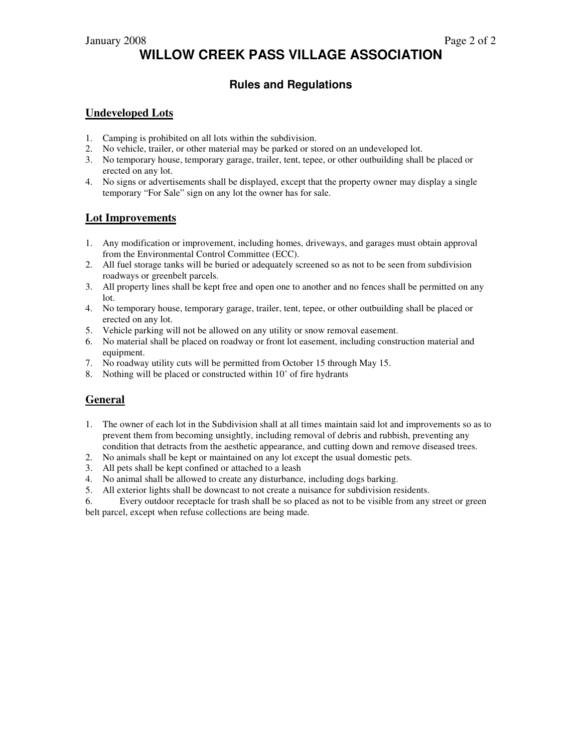# WILLOW CREEK PASS VILLAGE ASSOCIATION

## Rules and Regulations

### Undeveloped Lots

1. Camping is prohibited on all lots within the subdivision.
2. No vehicle, trailer, or other material may be parked or stored on an undeveloped lot.
3. No temporary house, temporary garage, trailer, tent, tepee, or other outbuilding shall be placed or erected on any lot.
4. No signs or advertisements shall be displayed, except that the property owner may display a single temporary "For Sale" sign on any lot the owner has for sale.

### Lot Improvements

1. Any modification or improvement, including homes, driveways, and garages must obtain approval from the Environmental Control Committee (ECC).
2. All fuel storage tanks will be buried or adequately screened so as not to be seen from subdivision roadways or greenbelt parcels.
3. All property lines shall be kept free and open one to another and no fences shall be permitted on any lot.
4. No temporary house, temporary garage, trailer, tent, tepee, or other outbuilding shall be placed or erected on any lot.
5. Vehicle parking will not be allowed on any utility or snow removal easement.
6. No material shall be placed on roadway or front lot easement, including construction material and equipment.
7. No roadway utility cuts will be permitted from October 15 through May 15.
8. Nothing will be placed or constructed within 10' of fire hydrants

### General

1. The owner of each lot in the Subdivision shall at all times maintain said lot and improvements so as to prevent them from becoming unsightly, including removal of debris and rubbish, preventing any condition that detracts from the aesthetic appearance, and cutting down and remove diseased trees.
2. No animals shall be kept or maintained on any lot except the usual domestic pets.
3. All pets shall be kept confined or attached to a leash
4. No animal shall be allowed to create any disturbance, including dogs barking.
5. All exterior lights shall be downcast to not create a nuisance for subdivision residents.
6. Every outdoor receptacle for trash shall be so placed as not to be visible from any street or green belt parcel, except when refuse collections are being made.